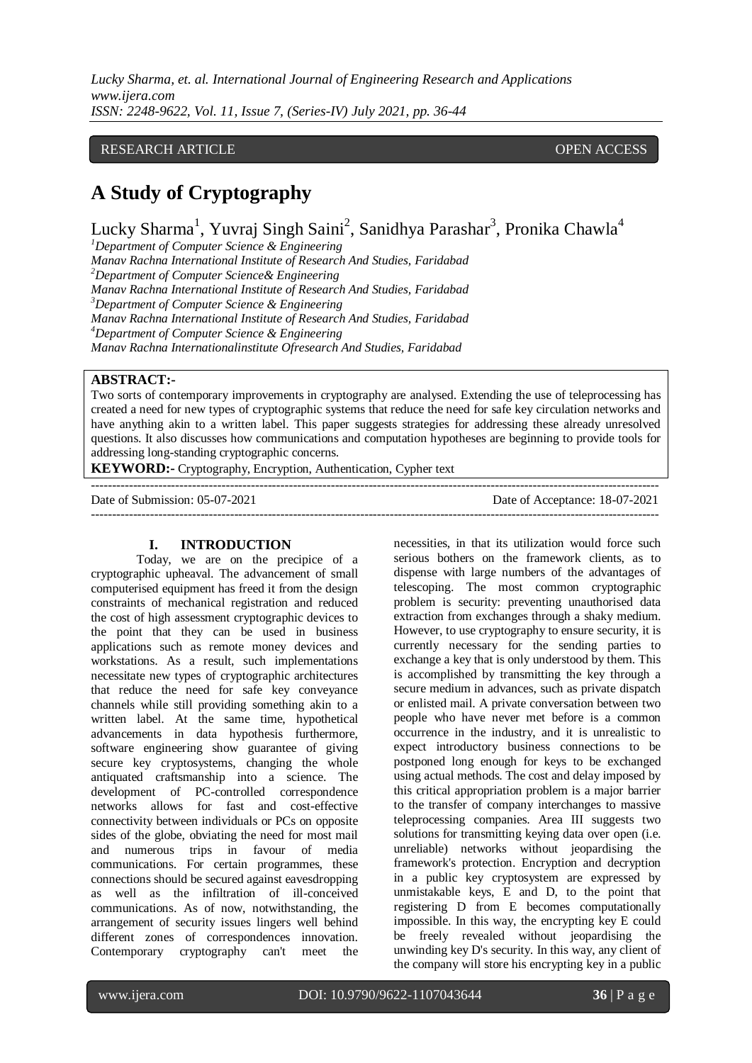RESEARCH ARTICLE OPEN ACCESS

# A Study of Cryptography

Lucky Sharma[1], Yuvraj Singh Saini[2], Sanidhya Parashar[3], Pronika Chawla[4]

[1]*Department of Computer Science & Engineering*
*Manav Rachna International Institute of Research And Studies, Faridabad*
[2]*Department of Computer Science& Engineering*
*Manav Rachna International Institute of Research And Studies, Faridabad*
[3]*Department of Computer Science & Engineering*
*Manav Rachna International Institute of Research And Studies, Faridabad*
[4]*Department of Computer Science & Engineering*
*Manav Rachna Internationalinstitute Ofresearch And Studies, Faridabad*

**ABSTRACT:-**
Two sorts of contemporary improvements in cryptography are analysed. Extending the use of teleprocessing has created a need for new types of cryptographic systems that reduce the need for safe key circulation networks and have anything akin to a written label. This paper suggests strategies for addressing these already unresolved questions. It also discusses how communications and computation hypotheses are beginning to provide tools for addressing long-standing cryptographic concerns.

**KEYWORD:-** Cryptography, Encryption, Authentication, Cypher text

Date of Submission: 05-07-2021 Date of Acceptance: 18-07-2021

## I. INTRODUCTION

Today, we are on the precipice of a cryptographic upheaval. The advancement of small computerised equipment has freed it from the design constraints of mechanical registration and reduced the cost of high assessment cryptographic devices to the point that they can be used in business applications such as remote money devices and workstations. As a result, such implementations necessitate new types of cryptographic architectures that reduce the need for safe key conveyance channels while still providing something akin to a written label. At the same time, hypothetical advancements in data hypothesis furthermore, software engineering show guarantee of giving secure key cryptosystems, changing the whole antiquated craftsmanship into a science. The development of PC-controlled correspondence networks allows for fast and cost-effective connectivity between individuals or PCs on opposite sides of the globe, obviating the need for most mail and numerous trips in favour of media communications. For certain programmes, these connections should be secured against eavesdropping as well as the infiltration of ill-conceived communications. As of now, notwithstanding, the arrangement of security issues lingers well behind different zones of correspondences innovation. Contemporary cryptography can't meet the necessities, in that its utilization would force such serious bothers on the framework clients, as to dispense with large numbers of the advantages of telescoping. The most common cryptographic problem is security: preventing unauthorised data extraction from exchanges through a shaky medium. However, to use cryptography to ensure security, it is currently necessary for the sending parties to exchange a key that is only understood by them. This is accomplished by transmitting the key through a secure medium in advances, such as private dispatch or enlisted mail. A private conversation between two people who have never met before is a common occurrence in the industry, and it is unrealistic to expect introductory business connections to be postponed long enough for keys to be exchanged using actual methods. The cost and delay imposed by this critical appropriation problem is a major barrier to the transfer of company interchanges to massive teleprocessing companies. Area III suggests two solutions for transmitting keying data over open (i.e. unreliable) networks without jeopardising the framework's protection. Encryption and decryption in a public key cryptosystem are expressed by unmistakable keys, E and D, to the point that registering D from E becomes computationally impossible. In this way, the encrypting key E could be freely revealed without jeopardising the unwinding key D's security. In this way, any client of the company will store his encrypting key in a public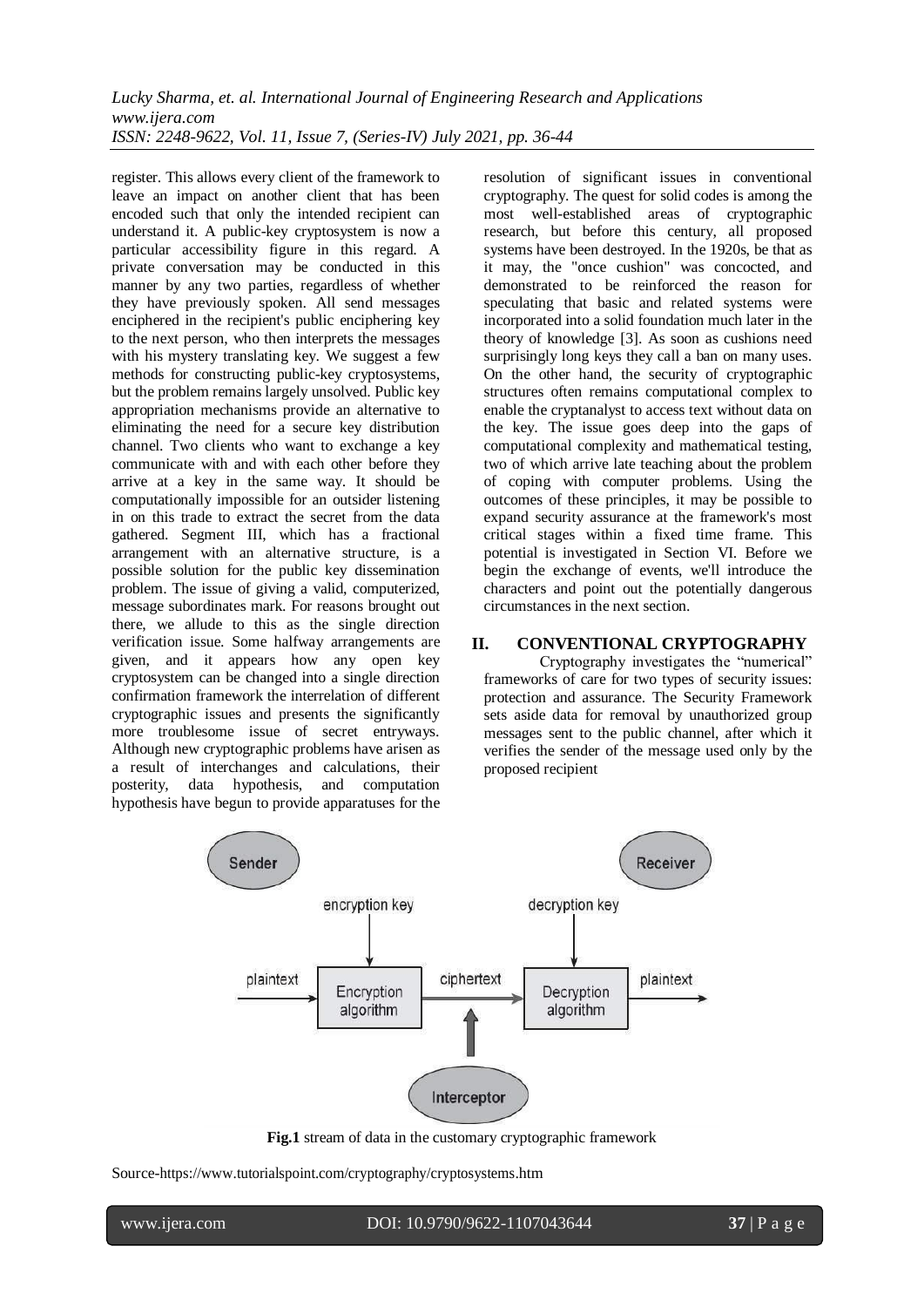register. This allows every client of the framework to leave an impact on another client that has been encoded such that only the intended recipient can understand it. A public-key cryptosystem is now a particular accessibility figure in this regard. A private conversation may be conducted in this manner by any two parties, regardless of whether they have previously spoken. All send messages enciphered in the recipient's public enciphering key to the next person, who then interprets the messages with his mystery translating key. We suggest a few methods for constructing public-key cryptosystems, but the problem remains largely unsolved. Public key appropriation mechanisms provide an alternative to eliminating the need for a secure key distribution channel. Two clients who want to exchange a key communicate with and with each other before they arrive at a key in the same way. It should be computationally impossible for an outsider listening in on this trade to extract the secret from the data gathered. Segment III, which has a fractional arrangement with an alternative structure, is a possible solution for the public key dissemination problem. The issue of giving a valid, computerized, message subordinates mark. For reasons brought out there, we allude to this as the single direction verification issue. Some halfway arrangements are given, and it appears how any open key cryptosystem can be changed into a single direction confirmation framework the interrelation of different cryptographic issues and presents the significantly more troublesome issue of secret entryways. Although new cryptographic problems have arisen as a result of interchanges and calculations, their posterity, data hypothesis, and computation hypothesis have begun to provide apparatuses for the resolution of significant issues in conventional cryptography. The quest for solid codes is among the most well-established areas of cryptographic research, but before this century, all proposed systems have been destroyed. In the 1920s, be that as it may, the "once cushion" was concocted, and demonstrated to be reinforced the reason for speculating that basic and related systems were incorporated into a solid foundation much later in the theory of knowledge [3]. As soon as cushions need surprisingly long keys they call a ban on many uses. On the other hand, the security of cryptographic structures often remains computational complex to enable the cryptanalyst to access text without data on the key. The issue goes deep into the gaps of computational complexity and mathematical testing, two of which arrive late teaching about the problem of coping with computer problems. Using the outcomes of these principles, it may be possible to expand security assurance at the framework's most critical stages within a fixed time frame. This potential is investigated in Section VI. Before we begin the exchange of events, we'll introduce the characters and point out the potentially dangerous circumstances in the next section.

## II. CONVENTIONAL CRYPTOGRAPHY

Cryptography investigates the "numerical" frameworks of care for two types of security issues: protection and assurance. The Security Framework sets aside data for removal by unauthorized group messages sent to the public channel, after which it verifies the sender of the message used only by the proposed recipient

**Fig.1** stream of data in the customary cryptographic framework

Source-https://www.tutorialspoint.com/cryptography/cryptosystems.htm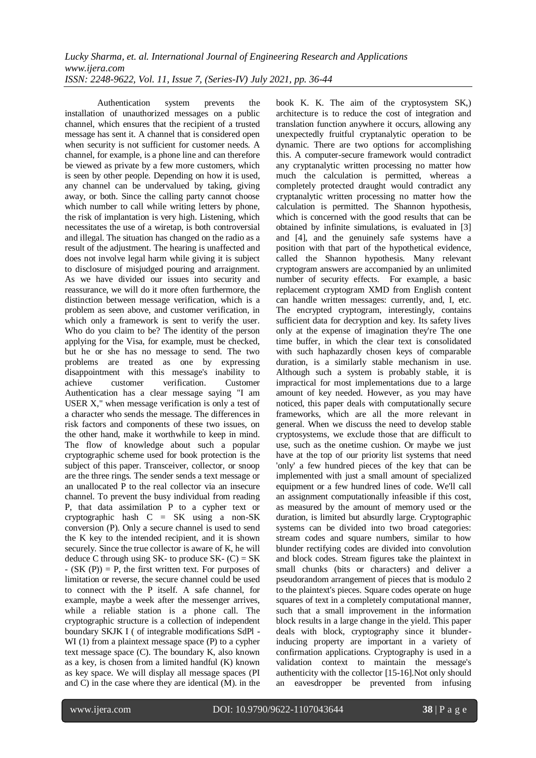Authentication system prevents the installation of unauthorized messages on a public channel, which ensures that the recipient of a trusted message has sent it. A channel that is considered open when security is not sufficient for customer needs. A channel, for example, is a phone line and can therefore be viewed as private by a few more customers, which is seen by other people. Depending on how it is used, any channel can be undervalued by taking, giving away, or both. Since the calling party cannot choose which number to call while writing letters by phone, the risk of implantation is very high. Listening, which necessitates the use of a wiretap, is both controversial and illegal. The situation has changed on the radio as a result of the adjustment. The hearing is unaffected and does not involve legal harm while giving it is subject to disclosure of misjudged pouring and arraignment. As we have divided our issues into security and reassurance, we will do it more often furthermore, the distinction between message verification, which is a problem as seen above, and customer verification, in which only a framework is sent to verify the user. Who do you claim to be? The identity of the person applying for the Visa, for example, must be checked, but he or she has no message to send. The two problems are treated as one by expressing disappointment with this message's inability to achieve customer verification. Customer Authentication has a clear message saying "I am USER X," when message verification is only a test of a character who sends the message. The differences in risk factors and components of these two issues, on the other hand, make it worthwhile to keep in mind. The flow of knowledge about such a popular cryptographic scheme used for book protection is the subject of this paper. Transceiver, collector, or snoop are the three rings. The sender sends a text message or an unallocated P to the real collector via an insecure channel. To prevent the busy individual from reading P, that data assimilation P to a cypher text or cryptographic hash C = SK using a non-SK conversion (P). Only a secure channel is used to send the K key to the intended recipient, and it is shown securely. Since the true collector is aware of K, he will deduce C through using SK- to produce SK- (C) = SK - (SK (P)) = P, the first written text. For purposes of limitation or reverse, the secure channel could be used to connect with the P itself. A safe channel, for example, maybe a week after the messenger arrives, while a reliable station is a phone call. The cryptographic structure is a collection of independent boundary SKJK I ( of integrable modifications SdPl - WI (1) from a plaintext message space (P) to a cypher text message space (C). The boundary K, also known as a key, is chosen from a limited handful (K) known as key space. We will display all message spaces (PI and C) in the case where they are identical (M). in the book K. K. The aim of the cryptosystem SK,) architecture is to reduce the cost of integration and translation function anywhere it occurs, allowing any unexpectedly fruitful cryptanalytic operation to be dynamic. There are two options for accomplishing this. A computer-secure framework would contradict any cryptanalytic written processing no matter how much the calculation is permitted, whereas a completely protected draught would contradict any cryptanalytic written processing no matter how the calculation is permitted. The Shannon hypothesis, which is concerned with the good results that can be obtained by infinite simulations, is evaluated in [3] and [4], and the genuinely safe systems have a position with that part of the hypothetical evidence, called the Shannon hypothesis. Many relevant cryptogram answers are accompanied by an unlimited number of security effects. For example, a basic replacement cryptogram XMD from English content can handle written messages: currently, and, I, etc. The encrypted cryptogram, interestingly, contains sufficient data for decryption and key. Its safety lives only at the expense of imagination they're The one time buffer, in which the clear text is consolidated with such haphazardly chosen keys of comparable duration, is a similarly stable mechanism in use. Although such a system is probably stable, it is impractical for most implementations due to a large amount of key needed. However, as you may have noticed, this paper deals with computationally secure frameworks, which are all the more relevant in general. When we discuss the need to develop stable cryptosystems, we exclude those that are difficult to use, such as the onetime cushion. Or maybe we just have at the top of our priority list systems that need 'only' a few hundred pieces of the key that can be implemented with just a small amount of specialized equipment or a few hundred lines of code. We'll call an assignment computationally infeasible if this cost, as measured by the amount of memory used or the duration, is limited but absurdly large. Cryptographic systems can be divided into two broad categories: stream codes and square numbers, similar to how blunder rectifying codes are divided into convolution and block codes. Stream figures take the plaintext in small chunks (bits or characters) and deliver a pseudorandom arrangement of pieces that is modulo 2 to the plaintext's pieces. Square codes operate on huge squares of text in a completely computational manner, such that a small improvement in the information block results in a large change in the yield. This paper deals with block, cryptography since it blunder-inducing property are important in a variety of confirmation applications. Cryptography is used in a validation context to maintain the message's authenticity with the collector [15-16].Not only should an eavesdropper be prevented from infusing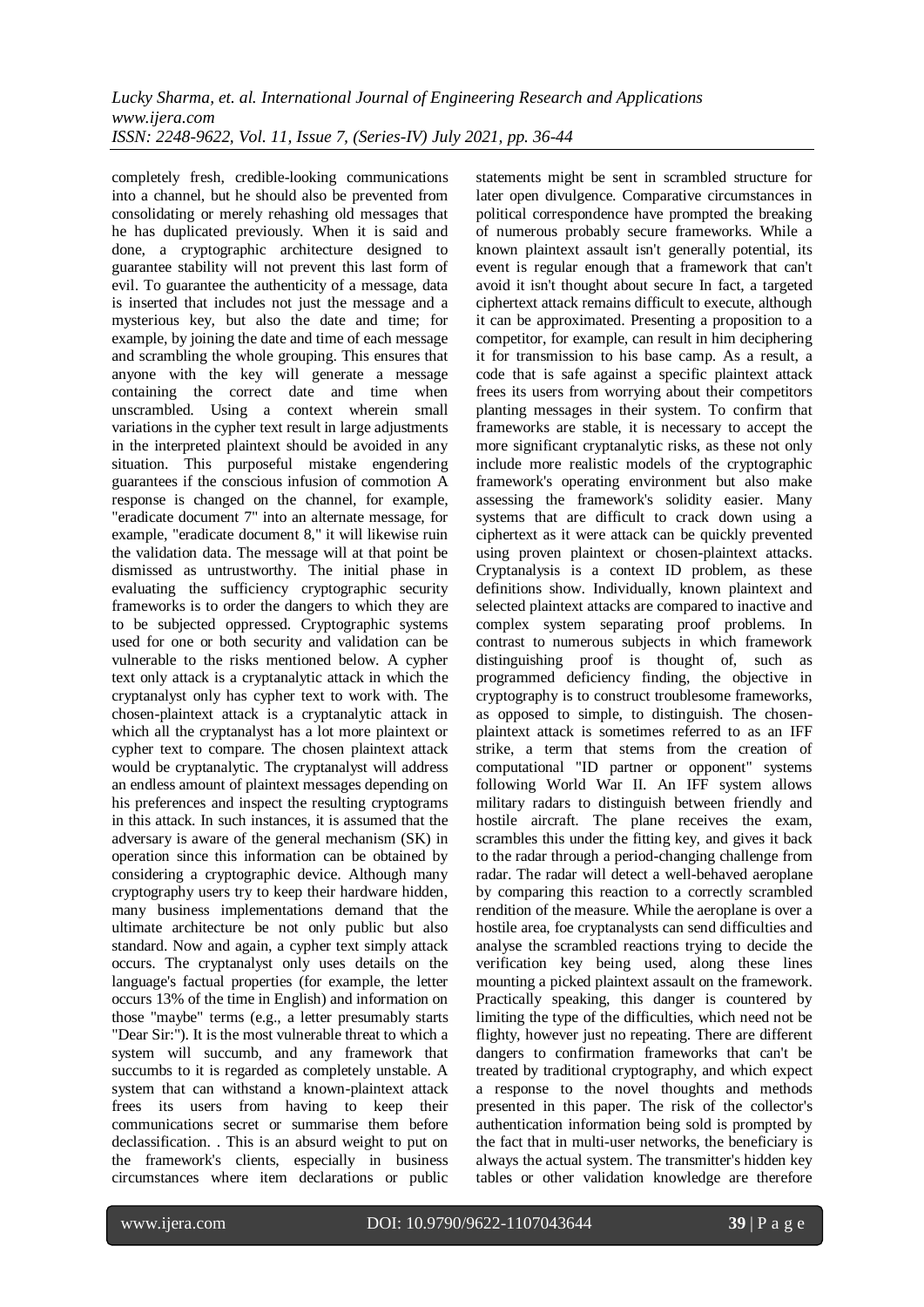completely fresh, credible-looking communications into a channel, but he should also be prevented from consolidating or merely rehashing old messages that he has duplicated previously. When it is said and done, a cryptographic architecture designed to guarantee stability will not prevent this last form of evil. To guarantee the authenticity of a message, data is inserted that includes not just the message and a mysterious key, but also the date and time; for example, by joining the date and time of each message and scrambling the whole grouping. This ensures that anyone with the key will generate a message containing the correct date and time when unscrambled. Using a context wherein small variations in the cypher text result in large adjustments in the interpreted plaintext should be avoided in any situation. This purposeful mistake engendering guarantees if the conscious infusion of commotion A response is changed on the channel, for example, "eradicate document 7" into an alternate message, for example, "eradicate document 8," it will likewise ruin the validation data. The message will at that point be dismissed as untrustworthy. The initial phase in evaluating the sufficiency cryptographic security frameworks is to order the dangers to which they are to be subjected oppressed. Cryptographic systems used for one or both security and validation can be vulnerable to the risks mentioned below. A cypher text only attack is a cryptanalytic attack in which the cryptanalyst only has cypher text to work with. The chosen-plaintext attack is a cryptanalytic attack in which all the cryptanalyst has a lot more plaintext or cypher text to compare. The chosen plaintext attack would be cryptanalytic. The cryptanalyst will address an endless amount of plaintext messages depending on his preferences and inspect the resulting cryptograms in this attack. In such instances, it is assumed that the adversary is aware of the general mechanism (SK) in operation since this information can be obtained by considering a cryptographic device. Although many cryptography users try to keep their hardware hidden, many business implementations demand that the ultimate architecture be not only public but also standard. Now and again, a cypher text simply attack occurs. The cryptanalyst only uses details on the language's factual properties (for example, the letter occurs 13% of the time in English) and information on those "maybe" terms (e.g., a letter presumably starts "Dear Sir:"). It is the most vulnerable threat to which a system will succumb, and any framework that succumbs to it is regarded as completely unstable. A system that can withstand a known-plaintext attack frees its users from having to keep their communications secret or summarise them before declassification. . This is an absurd weight to put on the framework's clients, especially in business circumstances where item declarations or public statements might be sent in scrambled structure for later open divulgence. Comparative circumstances in political correspondence have prompted the breaking of numerous probably secure frameworks. While a known plaintext assault isn't generally potential, its event is regular enough that a framework that can't avoid it isn't thought about secure In fact, a targeted ciphertext attack remains difficult to execute, although it can be approximated. Presenting a proposition to a competitor, for example, can result in him deciphering it for transmission to his base camp. As a result, a code that is safe against a specific plaintext attack frees its users from worrying about their competitors planting messages in their system. To confirm that frameworks are stable, it is necessary to accept the more significant cryptanalytic risks, as these not only include more realistic models of the cryptographic framework's operating environment but also make assessing the framework's solidity easier. Many systems that are difficult to crack down using a ciphertext as it were attack can be quickly prevented using proven plaintext or chosen-plaintext attacks. Cryptanalysis is a context ID problem, as these definitions show. Individually, known plaintext and selected plaintext attacks are compared to inactive and complex system separating proof problems. In contrast to numerous subjects in which framework distinguishing proof is thought of, such as programmed deficiency finding, the objective in cryptography is to construct troublesome frameworks, as opposed to simple, to distinguish. The chosen-plaintext attack is sometimes referred to as an IFF strike, a term that stems from the creation of computational "ID partner or opponent" systems following World War II. An IFF system allows military radars to distinguish between friendly and hostile aircraft. The plane receives the exam, scrambles this under the fitting key, and gives it back to the radar through a period-changing challenge from radar. The radar will detect a well-behaved aeroplane by comparing this reaction to a correctly scrambled rendition of the measure. While the aeroplane is over a hostile area, foe cryptanalysts can send difficulties and analyse the scrambled reactions trying to decide the verification key being used, along these lines mounting a picked plaintext assault on the framework. Practically speaking, this danger is countered by limiting the type of the difficulties, which need not be flighty, however just no repeating. There are different dangers to confirmation frameworks that can't be treated by traditional cryptography, and which expect a response to the novel thoughts and methods presented in this paper. The risk of the collector's authentication information being sold is prompted by the fact that in multi-user networks, the beneficiary is always the actual system. The transmitter's hidden key tables or other validation knowledge are therefore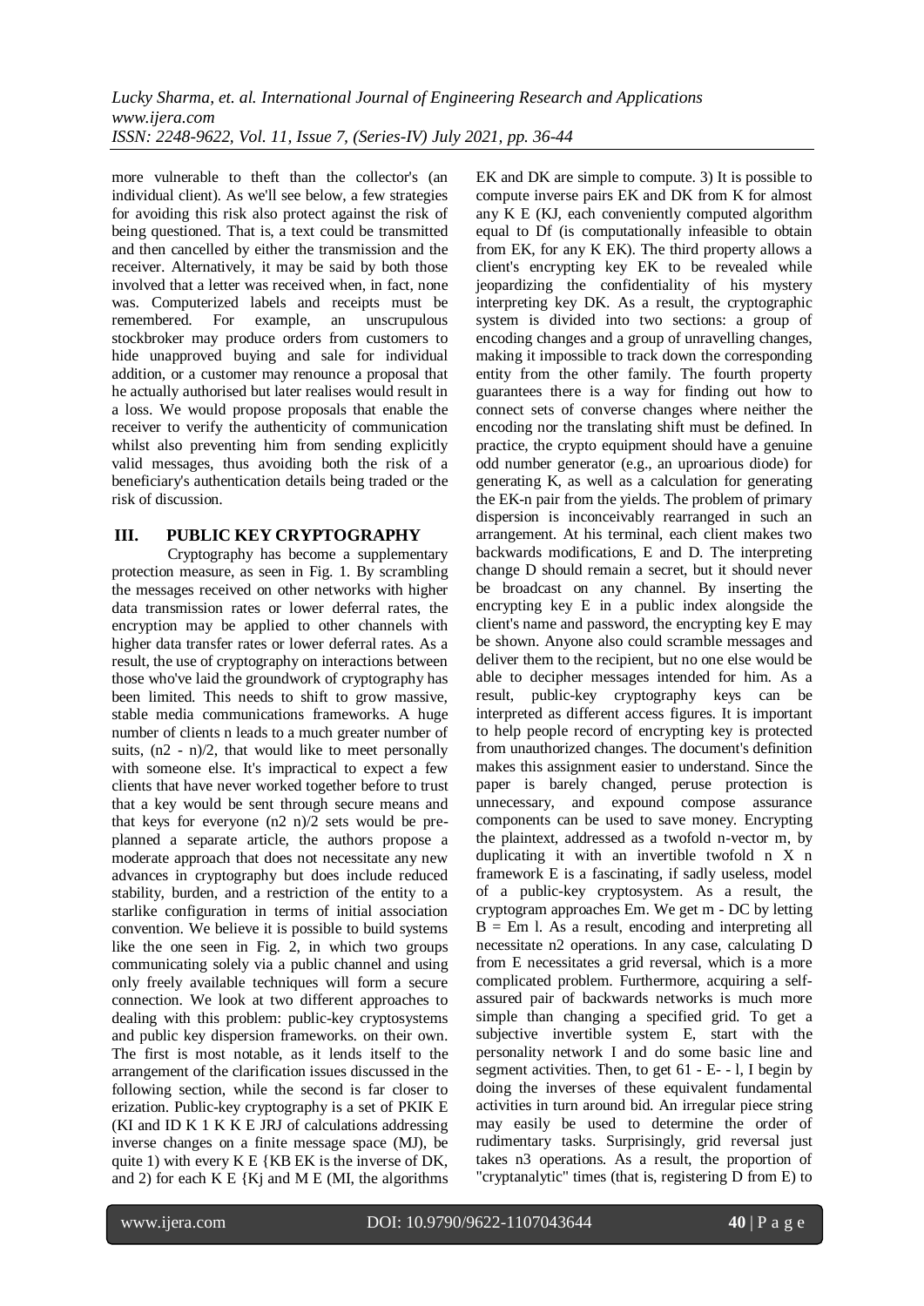more vulnerable to theft than the collector's (an individual client). As we'll see below, a few strategies for avoiding this risk also protect against the risk of being questioned. That is, a text could be transmitted and then cancelled by either the transmission and the receiver. Alternatively, it may be said by both those involved that a letter was received when, in fact, none was. Computerized labels and receipts must be remembered. For example, an unscrupulous stockbroker may produce orders from customers to hide unapproved buying and sale for individual addition, or a customer may renounce a proposal that he actually authorised but later realises would result in a loss. We would propose proposals that enable the receiver to verify the authenticity of communication whilst also preventing him from sending explicitly valid messages, thus avoiding both the risk of a beneficiary's authentication details being traded or the risk of discussion.

## III. PUBLIC KEY CRYPTOGRAPHY

Cryptography has become a supplementary protection measure, as seen in Fig. 1. By scrambling the messages received on other networks with higher data transmission rates or lower deferral rates, the encryption may be applied to other channels with higher data transfer rates or lower deferral rates. As a result, the use of cryptography on interactions between those who've laid the groundwork of cryptography has been limited. This needs to shift to grow massive, stable media communications frameworks. A huge number of clients n leads to a much greater number of suits, $(n2 - n)/2$, that would like to meet personally with someone else. It's impractical to expect a few clients that have never worked together before to trust that a key would be sent through secure means and that keys for everyone $(n2\ n)/2$ sets would be pre-planned a separate article, the authors propose a moderate approach that does not necessitate any new advances in cryptography but does include reduced stability, burden, and a restriction of the entity to a starlike configuration in terms of initial association convention. We believe it is possible to build systems like the one seen in Fig. 2, in which two groups communicating solely via a public channel and using only freely available techniques will form a secure connection. We look at two different approaches to dealing with this problem: public-key cryptosystems and public key dispersion frameworks. on their own. The first is most notable, as it lends itself to the arrangement of the clarification issues discussed in the following section, while the second is far closer to erization. Public-key cryptography is a set of PKIK E (KI and ID K 1 K K E JRJ of calculations addressing inverse changes on a finite message space (MJ), be quite 1) with every K E {KB EK is the inverse of DK, and 2) for each K E {Kj and M E (MI, the algorithms EK and DK are simple to compute. 3) It is possible to compute inverse pairs EK and DK from K for almost any K E (KJ, each conveniently computed algorithm equal to Df (is computationally infeasible to obtain from EK, for any K EK). The third property allows a client's encrypting key EK to be revealed while jeopardizing the confidentiality of his mystery interpreting key DK. As a result, the cryptographic system is divided into two sections: a group of encoding changes and a group of unravelling changes, making it impossible to track down the corresponding entity from the other family. The fourth property guarantees there is a way for finding out how to connect sets of converse changes where neither the encoding nor the translating shift must be defined. In practice, the crypto equipment should have a genuine odd number generator (e.g., an uproarious diode) for generating K, as well as a calculation for generating the EK-n pair from the yields. The problem of primary dispersion is inconceivably rearranged in such an arrangement. At his terminal, each client makes two backwards modifications, E and D. The interpreting change D should remain a secret, but it should never be broadcast on any channel. By inserting the encrypting key E in a public index alongside the client's name and password, the encrypting key E may be shown. Anyone also could scramble messages and deliver them to the recipient, but no one else would be able to decipher messages intended for him. As a result, public-key cryptography keys can be interpreted as different access figures. It is important to help people record of encrypting key is protected from unauthorized changes. The document's definition makes this assignment easier to understand. Since the paper is barely changed, peruse protection is unnecessary, and expound compose assurance components can be used to save money. Encrypting the plaintext, addressed as a twofold n-vector m, by duplicating it with an invertible twofold n X n framework E is a fascinating, if sadly useless, model of a public-key cryptosystem. As a result, the cryptogram approaches Em. We get m - DC by letting B = Em l. As a result, encoding and interpreting all necessitate n2 operations. In any case, calculating D from E necessitates a grid reversal, which is a more complicated problem. Furthermore, acquiring a self-assured pair of backwards networks is much more simple than changing a specified grid. To get a subjective invertible system E, start with the personality network I and do some basic line and segment activities. Then, to get 61 - E- - l, I begin by doing the inverses of these equivalent fundamental activities in turn around bid. An irregular piece string may easily be used to determine the order of rudimentary tasks. Surprisingly, grid reversal just takes n3 operations. As a result, the proportion of "cryptanalytic" times (that is, registering D from E) to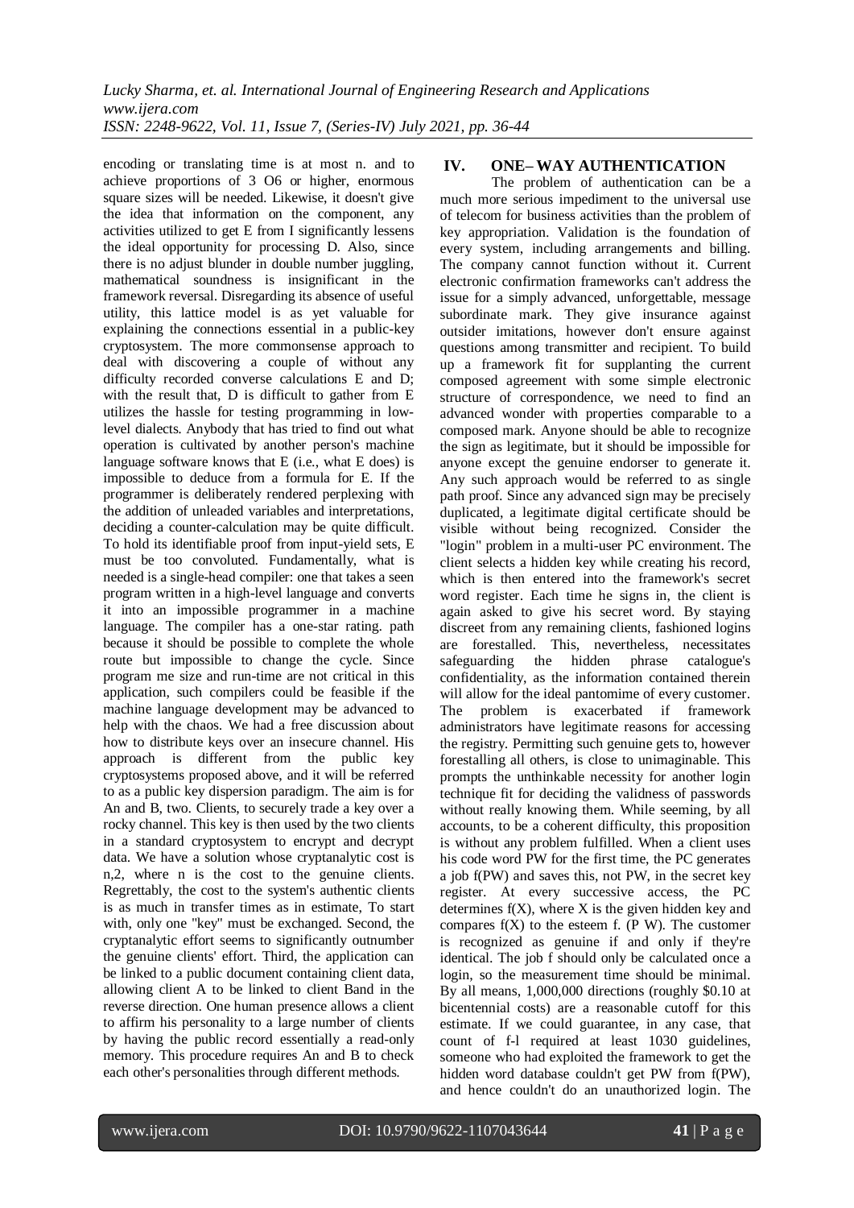encoding or translating time is at most n. and to achieve proportions of 3 O6 or higher, enormous square sizes will be needed. Likewise, it doesn't give the idea that information on the component, any activities utilized to get E from I significantly lessens the ideal opportunity for processing D. Also, since there is no adjust blunder in double number juggling, mathematical soundness is insignificant in the framework reversal. Disregarding its absence of useful utility, this lattice model is as yet valuable for explaining the connections essential in a public-key cryptosystem. The more commonsense approach to deal with discovering a couple of without any difficulty recorded converse calculations E and D; with the result that, D is difficult to gather from E utilizes the hassle for testing programming in low-level dialects. Anybody that has tried to find out what operation is cultivated by another person's machine language software knows that E (i.e., what E does) is impossible to deduce from a formula for E. If the programmer is deliberately rendered perplexing with the addition of unleaded variables and interpretations, deciding a counter-calculation may be quite difficult. To hold its identifiable proof from input-yield sets, E must be too convoluted. Fundamentally, what is needed is a single-head compiler: one that takes a seen program written in a high-level language and converts it into an impossible programmer in a machine language. The compiler has a one-star rating. path because it should be possible to complete the whole route but impossible to change the cycle. Since program me size and run-time are not critical in this application, such compilers could be feasible if the machine language development may be advanced to help with the chaos. We had a free discussion about how to distribute keys over an insecure channel. His approach is different from the public key cryptosystems proposed above, and it will be referred to as a public key dispersion paradigm. The aim is for An and B, two. Clients, to securely trade a key over a rocky channel. This key is then used by the two clients in a standard cryptosystem to encrypt and decrypt data. We have a solution whose cryptanalytic cost is n,2, where n is the cost to the genuine clients. Regrettably, the cost to the system's authentic clients is as much in transfer times as in estimate, To start with, only one "key" must be exchanged. Second, the cryptanalytic effort seems to significantly outnumber the genuine clients' effort. Third, the application can be linked to a public document containing client data, allowing client A to be linked to client Band in the reverse direction. One human presence allows a client to affirm his personality to a large number of clients by having the public record essentially a read-only memory. This procedure requires An and B to check each other's personalities through different methods.

## IV. ONE– WAY AUTHENTICATION

The problem of authentication can be a much more serious impediment to the universal use of telecom for business activities than the problem of key appropriation. Validation is the foundation of every system, including arrangements and billing. The company cannot function without it. Current electronic confirmation frameworks can't address the issue for a simply advanced, unforgettable, message subordinate mark. They give insurance against outsider imitations, however don't ensure against questions among transmitter and recipient. To build up a framework fit for supplanting the current composed agreement with some simple electronic structure of correspondence, we need to find an advanced wonder with properties comparable to a composed mark. Anyone should be able to recognize the sign as legitimate, but it should be impossible for anyone except the genuine endorser to generate it. Any such approach would be referred to as single path proof. Since any advanced sign may be precisely duplicated, a legitimate digital certificate should be visible without being recognized. Consider the "login" problem in a multi-user PC environment. The client selects a hidden key while creating his record, which is then entered into the framework's secret word register. Each time he signs in, the client is again asked to give his secret word. By staying discreet from any remaining clients, fashioned logins are forestalled. This, nevertheless, necessitates safeguarding the hidden phrase catalogue's confidentiality, as the information contained therein will allow for the ideal pantomime of every customer. The problem is exacerbated if framework administrators have legitimate reasons for accessing the registry. Permitting such genuine gets to, however forestalling all others, is close to unimaginable. This prompts the unthinkable necessity for another login technique fit for deciding the validness of passwords without really knowing them. While seeming, by all accounts, to be a coherent difficulty, this proposition is without any problem fulfilled. When a client uses his code word PW for the first time, the PC generates a job f(PW) and saves this, not PW, in the secret key register. At every successive access, the PC determines f(X), where X is the given hidden key and compares f(X) to the esteem f. (P W). The customer is recognized as genuine if and only if they're identical. The job f should only be calculated once a login, so the measurement time should be minimal. By all means, 1,000,000 directions (roughly \$0.10 at bicentennial costs) are a reasonable cutoff for this estimate. If we could guarantee, in any case, that count of f-l required at least 1030 guidelines, someone who had exploited the framework to get the hidden word database couldn't get PW from f(PW), and hence couldn't do an unauthorized login. The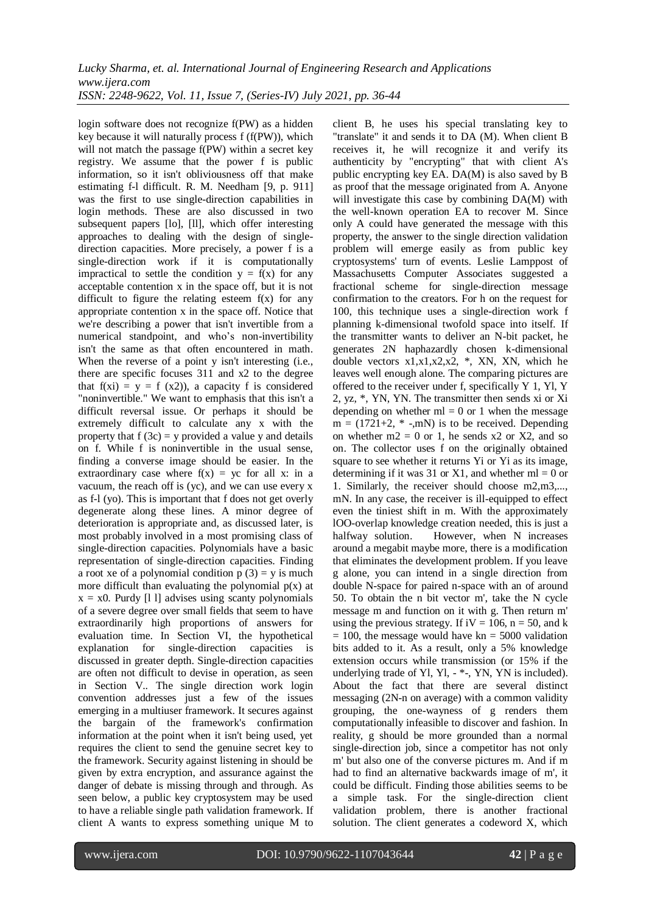login software does not recognize f(PW) as a hidden key because it will naturally process f (f(PW)), which will not match the passage f(PW) within a secret key registry. We assume that the power f is public information, so it isn't obliviousness off that make estimating f-l difficult. R. M. Needham [9, p. 911] was the first to use single-direction capabilities in login methods. These are also discussed in two subsequent papers [lo], [ll], which offer interesting approaches to dealing with the design of single-direction capacities. More precisely, a power f is a single-direction work if it is computationally impractical to settle the condition $y = f(x)$ for any acceptable contention x in the space off, but it is not difficult to figure the relating esteem f(x) for any appropriate contention x in the space off. Notice that we're describing a power that isn't invertible from a numerical standpoint, and who's non-invertibility isn't the same as that often encountered in math. When the reverse of a point y isn't interesting (i.e., there are specific focuses 311 and x2 to the degree that $f(xi) = y = f(x2)$), a capacity f is considered "noninvertible." We want to emphasis that this isn't a difficult reversal issue. Or perhaps it should be extremely difficult to calculate any x with the property that $f(3c) = y$ provided a value y and details on f. While f is noninvertible in the usual sense, finding a converse image should be easier. In the extraordinary case where $f(x) = yc$ for all x: in a vacuum, the reach off is (yc), and we can use every x as f-l (yo). This is important that f does not get overly degenerate along these lines. A minor degree of deterioration is appropriate and, as discussed later, is most probably involved in a most promising class of single-direction capacities. Polynomials have a basic representation of single-direction capacities. Finding a root xe of a polynomial condition $p(3) = y$ is much more difficult than evaluating the polynomial p(x) at $x = x0$. Purdy [l l] advises using scanty polynomials of a severe degree over small fields that seem to have extraordinarily high proportions of answers for evaluation time. In Section VI, the hypothetical explanation for single-direction capacities is discussed in greater depth. Single-direction capacities are often not difficult to devise in operation, as seen in Section V.. The single direction work login convention addresses just a few of the issues emerging in a multiuser framework. It secures against the bargain of the framework's confirmation information at the point when it isn't being used, yet requires the client to send the genuine secret key to the framework. Security against listening in should be given by extra encryption, and assurance against the danger of debate is missing through and through. As seen below, a public key cryptosystem may be used to have a reliable single path validation framework. If client A wants to express something unique M to client B, he uses his special translating key to "translate" it and sends it to DA (M). When client B receives it, he will recognize it and verify its authenticity by "encrypting" that with client A's public encrypting key EA. DA(M) is also saved by B as proof that the message originated from A. Anyone will investigate this case by combining DA(M) with the well-known operation EA to recover M. Since only A could have generated the message with this property, the answer to the single direction validation problem will emerge easily as from public key cryptosystems' turn of events. Leslie Lamppost of Massachusetts Computer Associates suggested a fractional scheme for single-direction message confirmation to the creators. For h on the request for 100, this technique uses a single-direction work f planning k-dimensional twofold space into itself. If the transmitter wants to deliver an N-bit packet, he generates 2N haphazardly chosen k-dimensional double vectors x1,x1,x2,x2, *, XN, XN, which he leaves well enough alone. The comparing pictures are offered to the receiver under f, specifically Y 1, Yl, Y 2, yz, *, YN, YN. The transmitter then sends xi or Xi depending on whether $ml = 0$ or 1 when the message $m = (1721+2, * -,mN)$ is to be received. Depending on whether $m2 = 0$ or 1, he sends x2 or X2, and so on. The collector uses f on the originally obtained square to see whether it returns Yi or Yi as its image, determining if it was 31 or X1, and whether $ml = 0$ or 1. Similarly, the receiver should choose m2,m3,..., mN. In any case, the receiver is ill-equipped to effect even the tiniest shift in m. With the approximately lOO-overlap knowledge creation needed, this is just a halfway solution. However, when N increases around a megabit maybe more, there is a modification that eliminates the development problem. If you leave g alone, you can intend in a single direction from double N-space for paired n-space with an of around 50. To obtain the n bit vector m', take the N cycle message m and function on it with g. Then return m' using the previous strategy. If $iV = 106$, $n = 50$, and $k = 100$, the message would have $kn = 5000$ validation bits added to it. As a result, only a 5% knowledge extension occurs while transmission (or 15% if the underlying trade of Yl, Yl, - *-, YN, YN is included). About the fact that there are several distinct messaging (2N-n on average) with a common validity grouping, the one-wayness of g renders them computationally infeasible to discover and fashion. In reality, g should be more grounded than a normal single-direction job, since a competitor has not only m' but also one of the converse pictures m. And if m had to find an alternative backwards image of m', it could be difficult. Finding those abilities seems to be a simple task. For the single-direction client validation problem, there is another fractional solution. The client generates a codeword X, which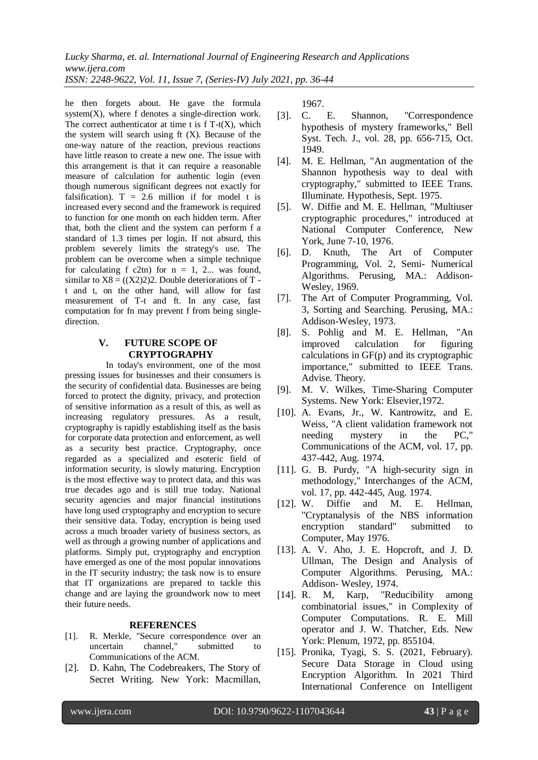he then forgets about. He gave the formula system(X), where f denotes a single-direction work. The correct authenticator at time t is f T-t(X), which the system will search using ft (X). Because of the one-way nature of the reaction, previous reactions have little reason to create a new one. The issue with this arrangement is that it can require a reasonable measure of calculation for authentic login (even though numerous significant degrees not exactly for falsification). T = 2.6 million if for model t is increased every second and the framework is required to function for one month on each hidden term. After that, both the client and the system can perform f a standard of 1.3 times per login. If not absurd, this problem severely limits the strategy's use. The problem can be overcome when a simple technique for calculating f c2tn) for n = 1, 2... was found, similar to X8 = ((X2)2)2. Double deteriorations of T - t and t, on the other hand, will allow for fast measurement of T-t and ft. In any case, fast computation for fn may prevent f from being single-direction.

## V. FUTURE SCOPE OF CRYPTOGRAPHY

In today's environment, one of the most pressing issues for businesses and their consumers is the security of confidential data. Businesses are being forced to protect the dignity, privacy, and protection of sensitive information as a result of this, as well as increasing regulatory pressures. As a result, cryptography is rapidly establishing itself as the basis for corporate data protection and enforcement, as well as a security best practice. Cryptography, once regarded as a specialized and esoteric field of information security, is slowly maturing. Encryption is the most effective way to protect data, and this was true decades ago and is still true today. National security agencies and major financial institutions have long used cryptography and encryption to secure their sensitive data. Today, encryption is being used across a much broader variety of business sectors, as well as through a growing number of applications and platforms. Simply put, cryptography and encryption have emerged as one of the most popular innovations in the IT security industry; the task now is to ensure that IT organizations are prepared to tackle this change and are laying the groundwork now to meet their future needs.

## REFERENCES

[1]. R. Merkle, "Secure correspondence over an uncertain channel," submitted to Communications of the ACM.

[2]. D. Kahn, The Codebreakers, The Story of Secret Writing. New York: Macmillan, 1967.

[3]. C. E. Shannon, "Correspondence hypothesis of mystery frameworks," Bell Syst. Tech. J., vol. 28, pp. 656-715, Oct. 1949.

[4]. M. E. Hellman, "An augmentation of the Shannon hypothesis way to deal with cryptography," submitted to IEEE Trans. Illuminate. Hypothesis, Sept. 1975.

[5]. W. Diffie and M. E. Hellman, "Multiuser cryptographic procedures," introduced at National Computer Conference, New York, June 7-10, 1976.

[6]. D. Knuth, The Art of Computer Programming, Vol. 2, Semi- Numerical Algorithms. Perusing, MA.: Addison-Wesley, 1969.

[7]. The Art of Computer Programming, Vol. 3, Sorting and Searching. Perusing, MA.: Addison-Wesley, 1973.

[8]. S. Pohlig and M. E. Hellman, "An improved calculation for figuring calculations in GF(p) and its cryptographic importance," submitted to IEEE Trans. Advise. Theory.

[9]. M. V. Wilkes, Time-Sharing Computer Systems. New York: Elsevier,1972.

[10]. A. Evans, Jr., W. Kantrowitz, and E. Weiss, "A client validation framework not needing mystery in the PC," Communications of the ACM, vol. 17, pp. 437-442, Aug. 1974.

[11]. G. B. Purdy, "A high-security sign in methodology," Interchanges of the ACM, vol. 17, pp. 442-445, Aug. 1974.

[12]. W. Diffie and M. E. Hellman, "Cryptanalysis of the NBS information encryption standard" submitted to Computer, May 1976.

[13]. A. V. Aho, J. E. Hopcroft, and J. D. Ullman, The Design and Analysis of Computer Algorithms. Perusing, MA.: Addison- Wesley, 1974.

[14]. R. M, Karp, "Reducibility among combinatorial issues," in Complexity of Computer Computations. R. E. Mill operator and J. W. Thatcher, Eds. New York: Plenum, 1972, pp. 855104.

[15]. Pronika, Tyagi, S. S. (2021, February). Secure Data Storage in Cloud using Encryption Algorithm. In 2021 Third International Conference on Intelligent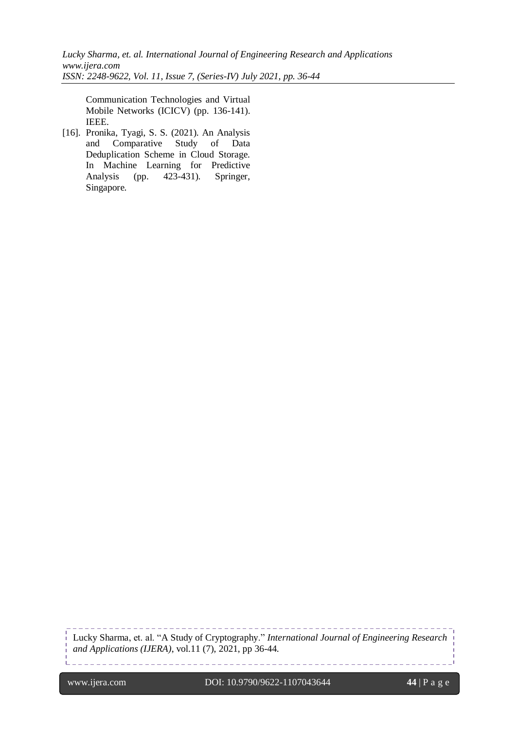Communication Technologies and Virtual Mobile Networks (ICICV) (pp. 136-141). IEEE.

[16]. Pronika, Tyagi, S. S. (2021). An Analysis and Comparative Study of Data Deduplication Scheme in Cloud Storage. In Machine Learning for Predictive Analysis (pp. 423-431). Springer, Singapore.

Lucky Sharma, et. al. "A Study of Cryptography." *International Journal of Engineering Research and Applications (IJERA)*, vol.11 (7), 2021, pp 36-44.